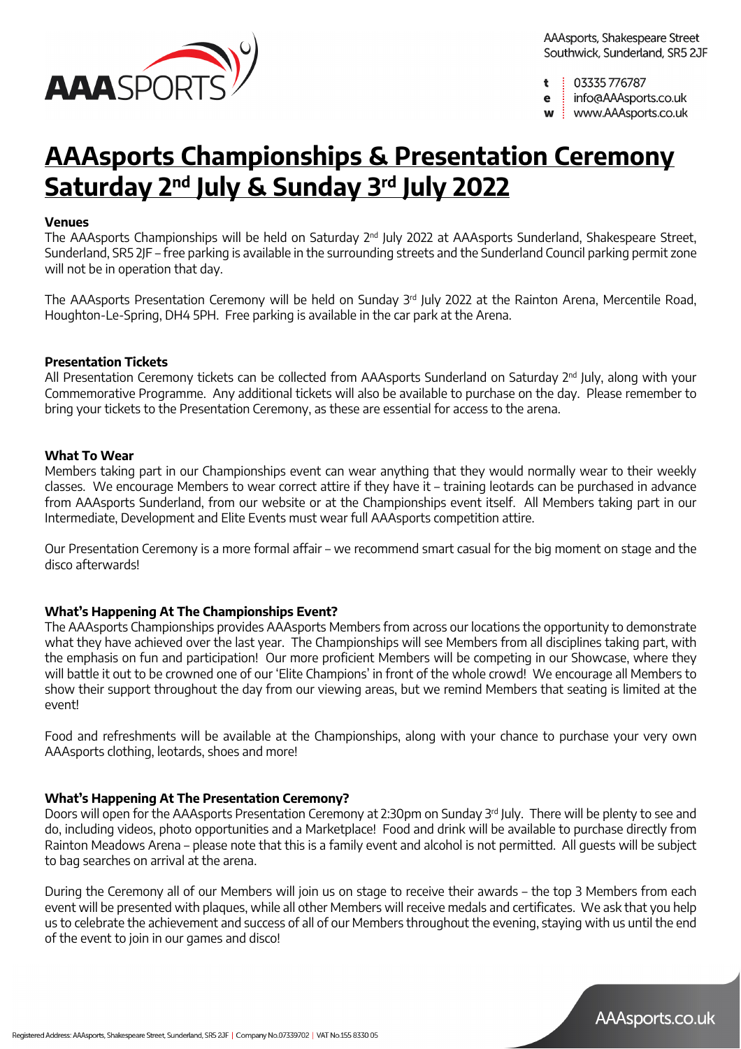AAAsports, Shakespeare Street
Southwick, Sunderland, SR5 2JF

t 03335 776787
e info@AAAsports.co.uk
w www.AAAsports.co.uk

# AAAsports Championships & Presentation Ceremony Saturday 2nd July & Sunday 3rd July 2022

**Venues**

The AAAsports Championships will be held on Saturday 2nd July 2022 at AAAsports Sunderland, Shakespeare Street, Sunderland, SR5 2JF – free parking is available in the surrounding streets and the Sunderland Council parking permit zone will not be in operation that day.

The AAAsports Presentation Ceremony will be held on Sunday 3rd July 2022 at the Rainton Arena, Mercentile Road, Houghton-Le-Spring, DH4 5PH. Free parking is available in the car park at the Arena.

**Presentation Tickets**

All Presentation Ceremony tickets can be collected from AAAsports Sunderland on Saturday 2nd July, along with your Commemorative Programme. Any additional tickets will also be available to purchase on the day. Please remember to bring your tickets to the Presentation Ceremony, as these are essential for access to the arena.

**What To Wear**

Members taking part in our Championships event can wear anything that they would normally wear to their weekly classes. We encourage Members to wear correct attire if they have it – training leotards can be purchased in advance from AAAsports Sunderland, from our website or at the Championships event itself. All Members taking part in our Intermediate, Development and Elite Events must wear full AAAsports competition attire.

Our Presentation Ceremony is a more formal affair – we recommend smart casual for the big moment on stage and the disco afterwards!

**What's Happening At The Championships Event?**

The AAAsports Championships provides AAAsports Members from across our locations the opportunity to demonstrate what they have achieved over the last year. The Championships will see Members from all disciplines taking part, with the emphasis on fun and participation! Our more proficient Members will be competing in our Showcase, where they will battle it out to be crowned one of our 'Elite Champions' in front of the whole crowd! We encourage all Members to show their support throughout the day from our viewing areas, but we remind Members that seating is limited at the event!

Food and refreshments will be available at the Championships, along with your chance to purchase your very own AAAsports clothing, leotards, shoes and more!

**What's Happening At The Presentation Ceremony?**

Doors will open for the AAAsports Presentation Ceremony at 2:30pm on Sunday 3rd July. There will be plenty to see and do, including videos, photo opportunities and a Marketplace! Food and drink will be available to purchase directly from Rainton Meadows Arena – please note that this is a family event and alcohol is not permitted. All guests will be subject to bag searches on arrival at the arena.

During the Ceremony all of our Members will join us on stage to receive their awards – the top 3 Members from each event will be presented with plaques, while all other Members will receive medals and certificates. We ask that you help us to celebrate the achievement and success of all of our Members throughout the evening, staying with us until the end of the event to join in our games and disco!

Registered Address: AAAsports, Shakespeare Street, Sunderland, SR5 2JF | Company No.07339702 | VAT No.155 8330 05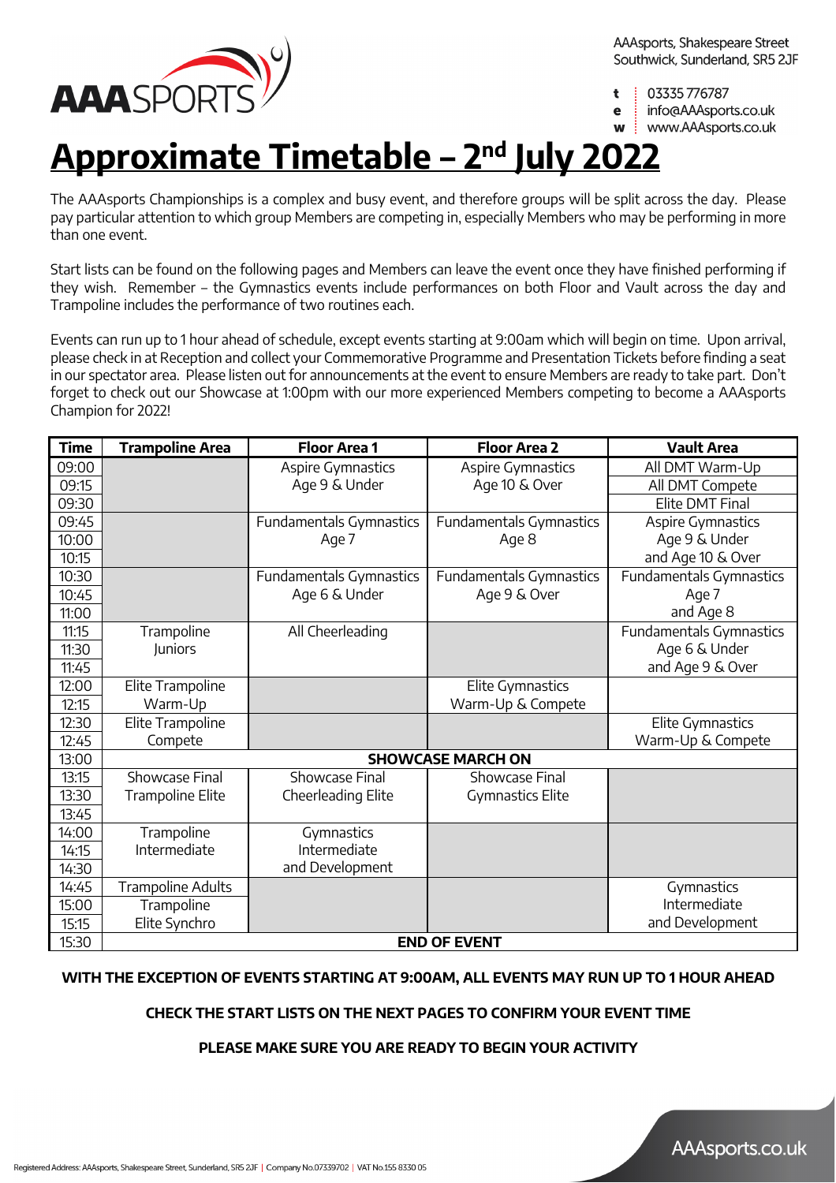AAAsports, Shakespeare Street
Southwick, Sunderland, SR5 2JF

t 03335 776787
e info@AAAsports.co.uk
w www.AAAsports.co.uk

# Approximate Timetable – 2nd July 2022

The AAAsports Championships is a complex and busy event, and therefore groups will be split across the day. Please pay particular attention to which group Members are competing in, especially Members who may be performing in more than one event.

Start lists can be found on the following pages and Members can leave the event once they have finished performing if they wish. Remember – the Gymnastics events include performances on both Floor and Vault across the day and Trampoline includes the performance of two routines each.

Events can run up to 1 hour ahead of schedule, except events starting at 9:00am which will begin on time. Upon arrival, please check in at Reception and collect your Commemorative Programme and Presentation Tickets before finding a seat in our spectator area. Please listen out for announcements at the event to ensure Members are ready to take part. Don't forget to check out our Showcase at 1:00pm with our more experienced Members competing to become a AAAsports Champion for 2022!

| Time | Trampoline Area | Floor Area 1 | Floor Area 2 | Vault Area |
|---|---|---|---|---|
| 09:00 | | Aspire Gymnastics Age 9 & Under | Aspire Gymnastics Age 10 & Over | All DMT Warm-Up |
| 09:15 | | | | All DMT Compete |
| 09:30 | | | | Elite DMT Final |
| 09:45 | | Fundamentals Gymnastics Age 7 | Fundamentals Gymnastics Age 8 | Aspire Gymnastics Age 9 & Under and Age 10 & Over |
| 10:00 | | | | |
| 10:15 | | | | |
| 10:30 | | Fundamentals Gymnastics Age 6 & Under | Fundamentals Gymnastics Age 9 & Over | Fundamentals Gymnastics Age 7 and Age 8 |
| 10:45 | | | | |
| 11:00 | | | | |
| 11:15 | Trampoline Juniors | All Cheerleading | | Fundamentals Gymnastics Age 6 & Under and Age 9 & Over |
| 11:30 | | | | |
| 11:45 | | | | |
| 12:00 | Elite Trampoline Warm-Up | | Elite Gymnastics Warm-Up & Compete | |
| 12:15 | | | | |
| 12:30 | Elite Trampoline Compete | | | Elite Gymnastics Warm-Up & Compete |
| 12:45 | | | | |
| 13:00 | SHOWCASE MARCH ON | | | |
| 13:15 | Showcase Final Trampoline Elite | Showcase Final Cheerleading Elite | Showcase Final Gymnastics Elite | |
| 13:30 | | | | |
| 13:45 | | | | |
| 14:00 | Trampoline Intermediate | Gymnastics Intermediate and Development | | |
| 14:15 | | | | |
| 14:30 | | | | |
| 14:45 | Trampoline Adults | | | Gymnastics Intermediate and Development |
| 15:00 | Trampoline Elite Synchro | | | |
| 15:15 | | | | |
| 15:30 | END OF EVENT | | | |

**WITH THE EXCEPTION OF EVENTS STARTING AT 9:00AM, ALL EVENTS MAY RUN UP TO 1 HOUR AHEAD**

**CHECK THE START LISTS ON THE NEXT PAGES TO CONFIRM YOUR EVENT TIME**

**PLEASE MAKE SURE YOU ARE READY TO BEGIN YOUR ACTIVITY**

Registered Address: AAAsports, Shakespeare Street, Sunderland, SR5 2JF | Company No.07339702 | VAT No.155 8330 05

AAAsports.co.uk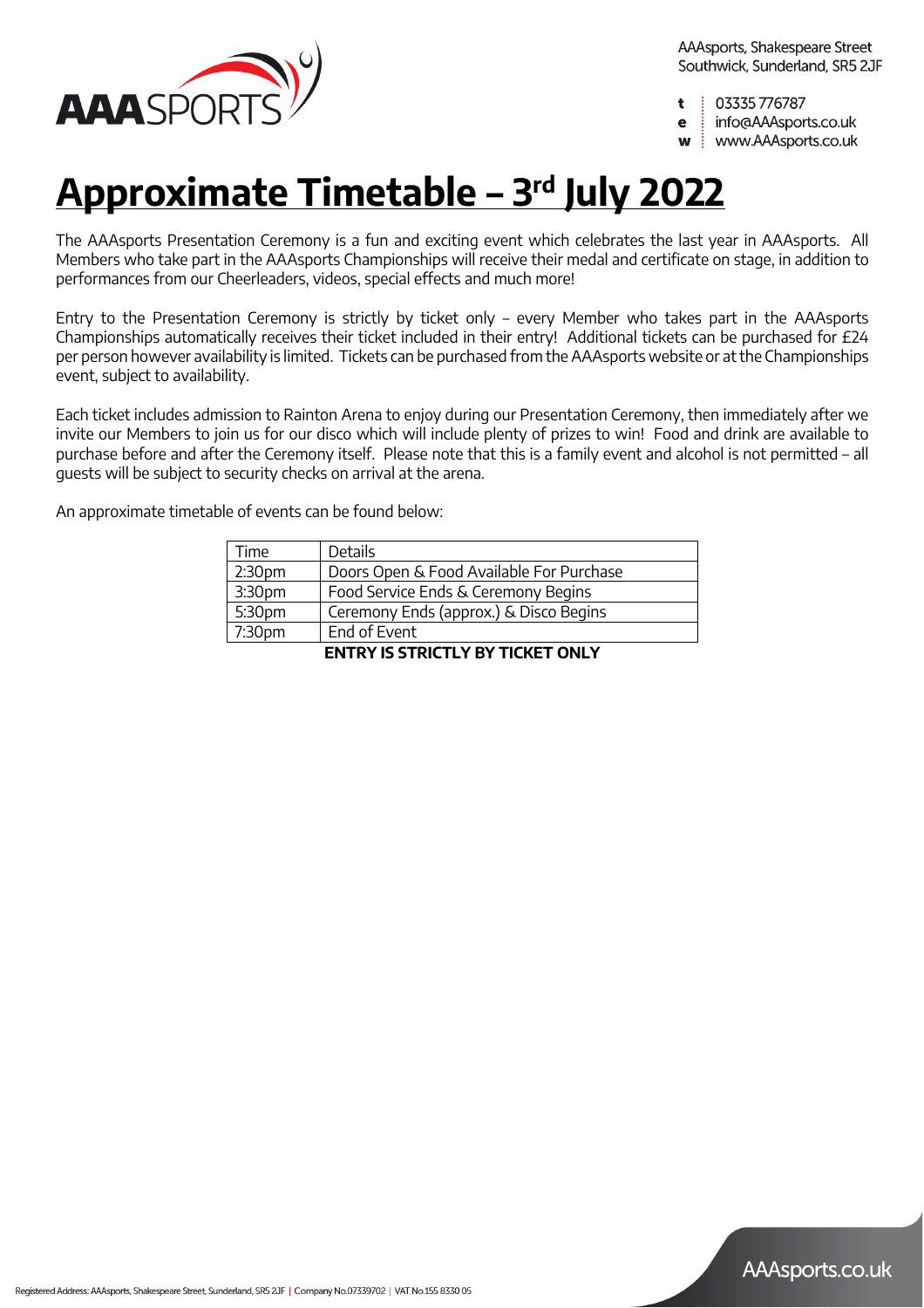AAAsports, Shakespeare Street
Southwick, Sunderland, SR5 2JF

t 03335 776787
e info@AAAsports.co.uk
w www.AAAsports.co.uk

# Approximate Timetable – 3rd July 2022

The AAAsports Presentation Ceremony is a fun and exciting event which celebrates the last year in AAAsports. All Members who take part in the AAAsports Championships will receive their medal and certificate on stage, in addition to performances from our Cheerleaders, videos, special effects and much more!

Entry to the Presentation Ceremony is strictly by ticket only – every Member who takes part in the AAAsports Championships automatically receives their ticket included in their entry! Additional tickets can be purchased for £24 per person however availability is limited. Tickets can be purchased from the AAAsports website or at the Championships event, subject to availability.

Each ticket includes admission to Rainton Arena to enjoy during our Presentation Ceremony, then immediately after we invite our Members to join us for our disco which will include plenty of prizes to win! Food and drink are available to purchase before and after the Ceremony itself. Please note that this is a family event and alcohol is not permitted – all guests will be subject to security checks on arrival at the arena.

An approximate timetable of events can be found below:

| Time | Details |
|---|---|
| 2:30pm | Doors Open & Food Available For Purchase |
| 3:30pm | Food Service Ends & Ceremony Begins |
| 5:30pm | Ceremony Ends (approx.) & Disco Begins |
| 7:30pm | End of Event |

**ENTRY IS STRICTLY BY TICKET ONLY**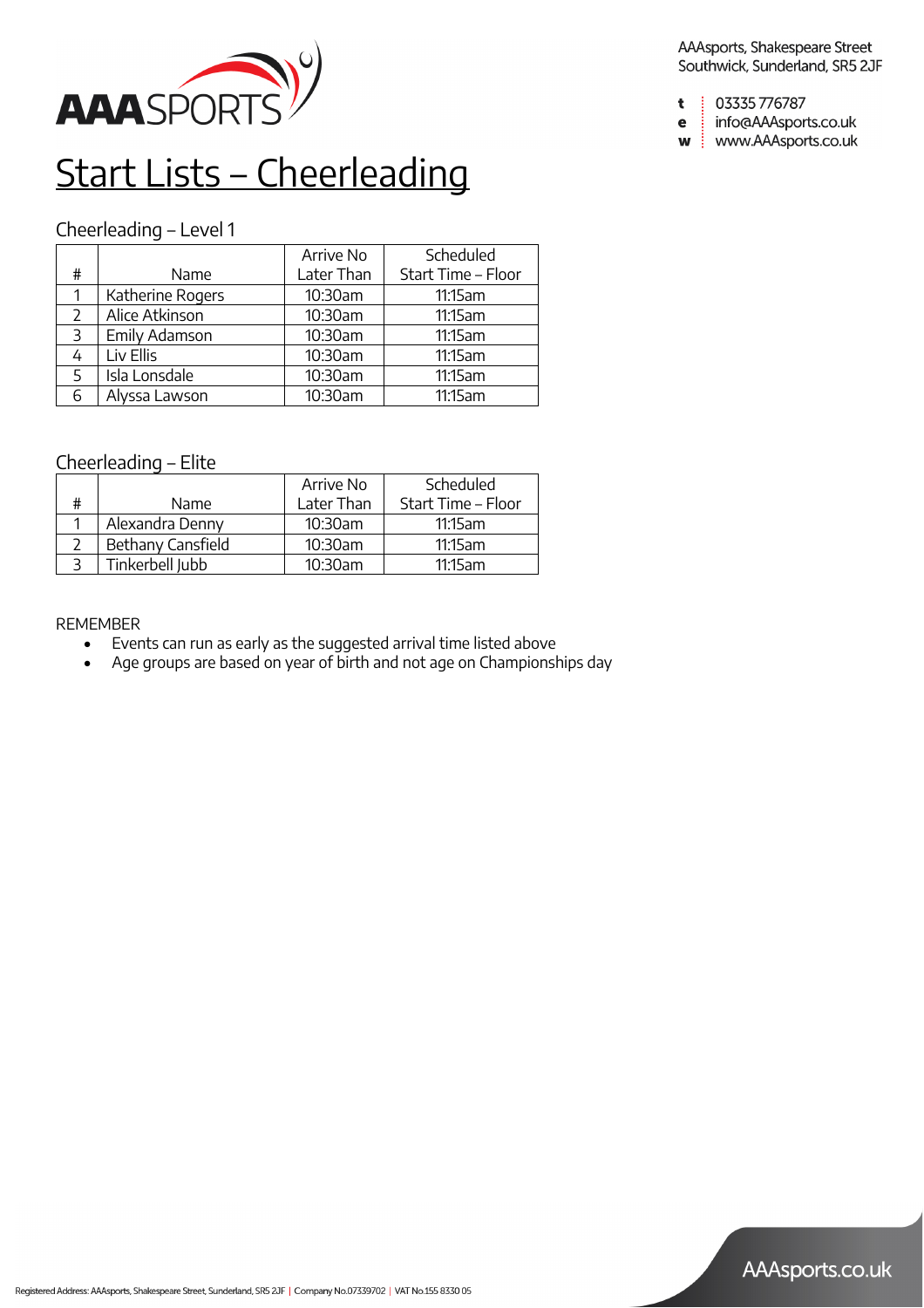# Start Lists – Cheerleading

## Cheerleading – Level 1

| # | Name | Arrive No Later Than | Scheduled Start Time – Floor |
|---|---|---|---|
| 1 | Katherine Rogers | 10:30am | 11:15am |
| 2 | Alice Atkinson | 10:30am | 11:15am |
| 3 | Emily Adamson | 10:30am | 11:15am |
| 4 | Liv Ellis | 10:30am | 11:15am |
| 5 | Isla Lonsdale | 10:30am | 11:15am |
| 6 | Alyssa Lawson | 10:30am | 11:15am |

## Cheerleading – Elite

| # | Name | Arrive No Later Than | Scheduled Start Time – Floor |
|---|---|---|---|
| 1 | Alexandra Denny | 10:30am | 11:15am |
| 2 | Bethany Cansfield | 10:30am | 11:15am |
| 3 | Tinkerbell Jubb | 10:30am | 11:15am |

REMEMBER

- Events can run as early as the suggested arrival time listed above
- Age groups are based on year of birth and not age on Championships day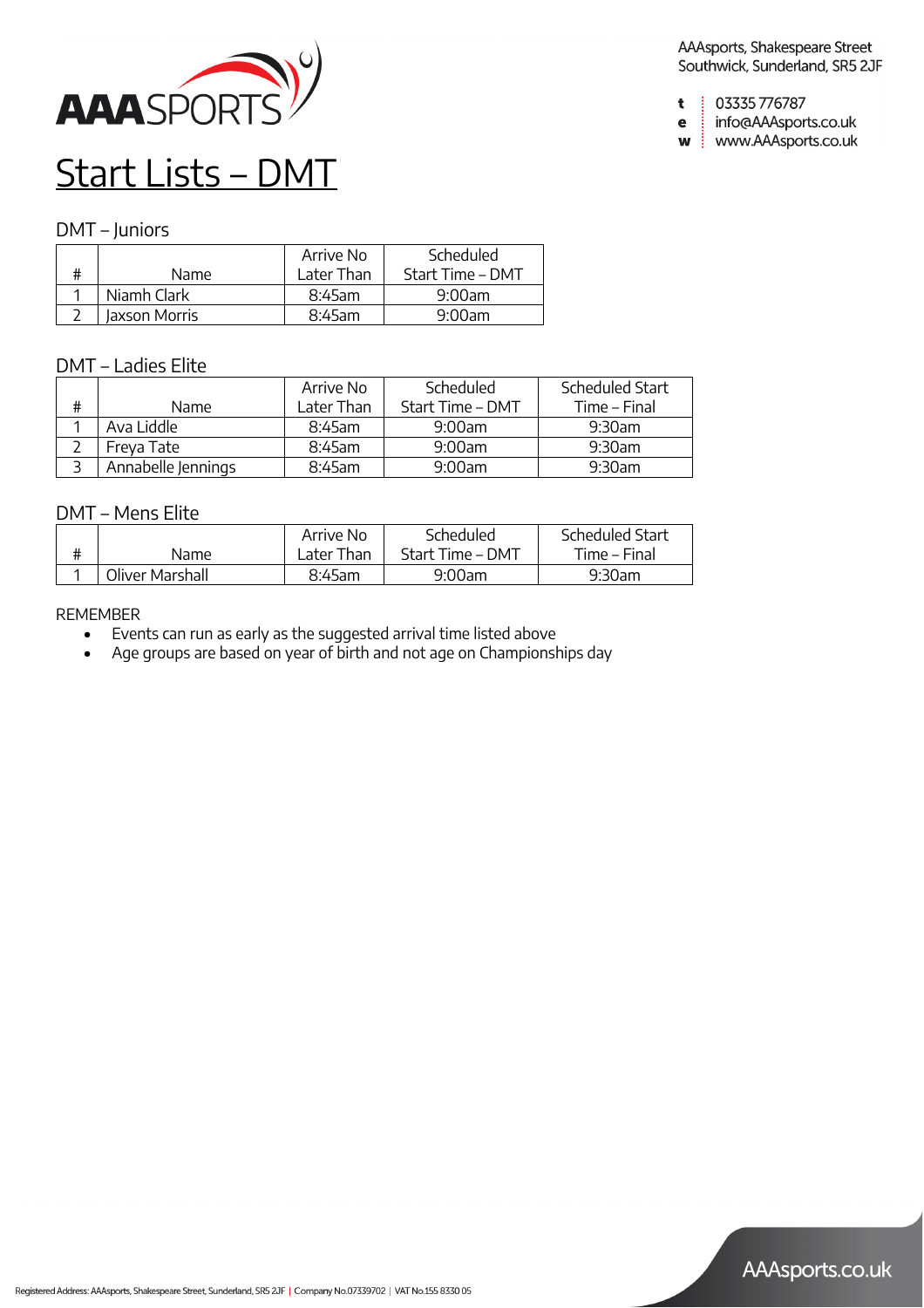AAAsports, Shakespeare Street
Southwick, Sunderland, SR5 2JF

t 03335 776787
e info@AAAsports.co.uk
w www.AAAsports.co.uk

# Start Lists – DMT

## DMT – Juniors

| # | Name | Arrive No Later Than | Scheduled Start Time – DMT |
|---|---|---|---|
| 1 | Niamh Clark | 8:45am | 9:00am |
| 2 | Jaxson Morris | 8:45am | 9:00am |

## DMT – Ladies Elite

| # | Name | Arrive No Later Than | Scheduled Start Time – DMT | Scheduled Start Time – Final |
|---|---|---|---|---|
| 1 | Ava Liddle | 8:45am | 9:00am | 9:30am |
| 2 | Freya Tate | 8:45am | 9:00am | 9:30am |
| 3 | Annabelle Jennings | 8:45am | 9:00am | 9:30am |

## DMT – Mens Elite

| # | Name | Arrive No Later Than | Scheduled Start Time – DMT | Scheduled Start Time – Final |
|---|---|---|---|---|
| 1 | Oliver Marshall | 8:45am | 9:00am | 9:30am |

REMEMBER

- Events can run as early as the suggested arrival time listed above
- Age groups are based on year of birth and not age on Championships day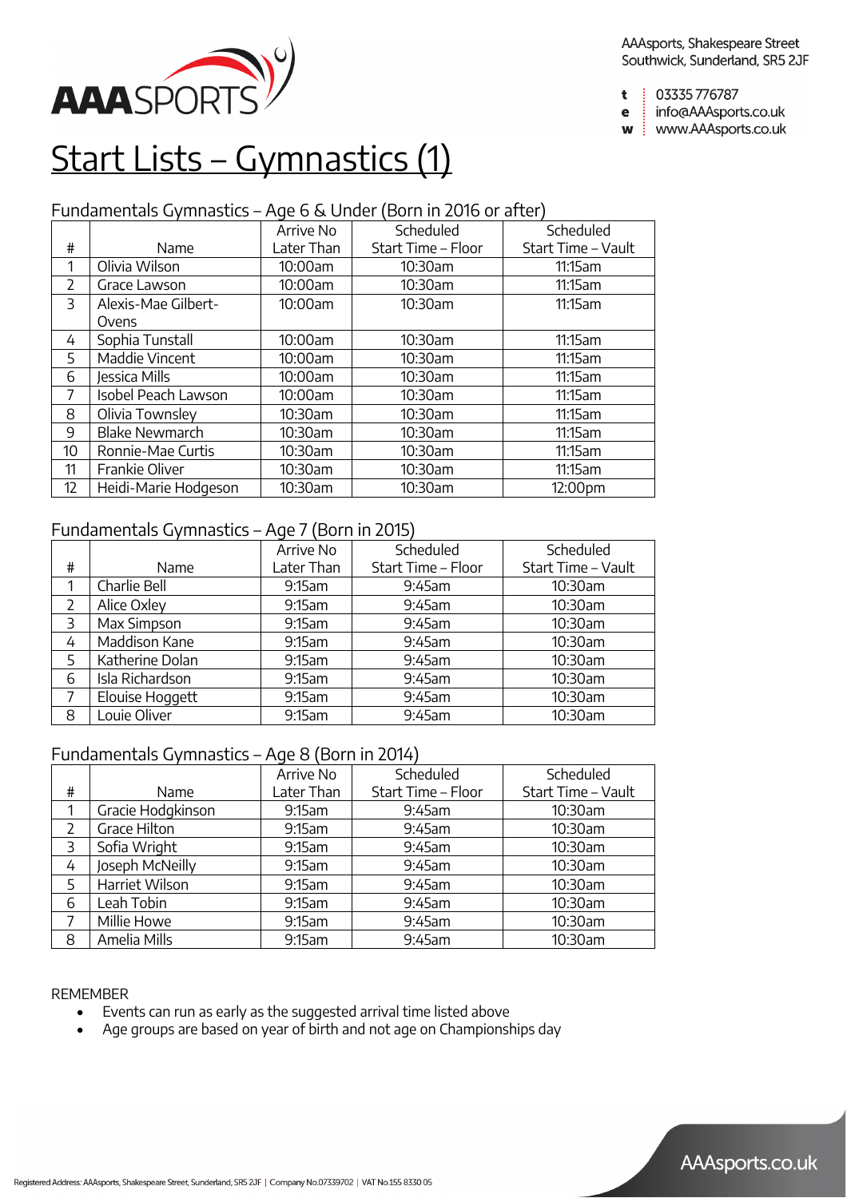# Start Lists – Gymnastics (1)

## Fundamentals Gymnastics – Age 6 & Under (Born in 2016 or after)

| # | Name | Arrive No Later Than | Scheduled Start Time – Floor | Scheduled Start Time – Vault |
|---|---|---|---|---|
| 1 | Olivia Wilson | 10:00am | 10:30am | 11:15am |
| 2 | Grace Lawson | 10:00am | 10:30am | 11:15am |
| 3 | Alexis-Mae Gilbert-Ovens | 10:00am | 10:30am | 11:15am |
| 4 | Sophia Tunstall | 10:00am | 10:30am | 11:15am |
| 5 | Maddie Vincent | 10:00am | 10:30am | 11:15am |
| 6 | Jessica Mills | 10:00am | 10:30am | 11:15am |
| 7 | Isobel Peach Lawson | 10:00am | 10:30am | 11:15am |
| 8 | Olivia Townsley | 10:30am | 10:30am | 11:15am |
| 9 | Blake Newmarch | 10:30am | 10:30am | 11:15am |
| 10 | Ronnie-Mae Curtis | 10:30am | 10:30am | 11:15am |
| 11 | Frankie Oliver | 10:30am | 10:30am | 11:15am |
| 12 | Heidi-Marie Hodgeson | 10:30am | 10:30am | 12:00pm |

## Fundamentals Gymnastics – Age 7 (Born in 2015)

| # | Name | Arrive No Later Than | Scheduled Start Time – Floor | Scheduled Start Time – Vault |
|---|---|---|---|---|
| 1 | Charlie Bell | 9:15am | 9:45am | 10:30am |
| 2 | Alice Oxley | 9:15am | 9:45am | 10:30am |
| 3 | Max Simpson | 9:15am | 9:45am | 10:30am |
| 4 | Maddison Kane | 9:15am | 9:45am | 10:30am |
| 5 | Katherine Dolan | 9:15am | 9:45am | 10:30am |
| 6 | Isla Richardson | 9:15am | 9:45am | 10:30am |
| 7 | Elouise Hoggett | 9:15am | 9:45am | 10:30am |
| 8 | Louie Oliver | 9:15am | 9:45am | 10:30am |

## Fundamentals Gymnastics – Age 8 (Born in 2014)

| # | Name | Arrive No Later Than | Scheduled Start Time – Floor | Scheduled Start Time – Vault |
|---|---|---|---|---|
| 1 | Gracie Hodgkinson | 9:15am | 9:45am | 10:30am |
| 2 | Grace Hilton | 9:15am | 9:45am | 10:30am |
| 3 | Sofia Wright | 9:15am | 9:45am | 10:30am |
| 4 | Joseph McNeilly | 9:15am | 9:45am | 10:30am |
| 5 | Harriet Wilson | 9:15am | 9:45am | 10:30am |
| 6 | Leah Tobin | 9:15am | 9:45am | 10:30am |
| 7 | Millie Howe | 9:15am | 9:45am | 10:30am |
| 8 | Amelia Mills | 9:15am | 9:45am | 10:30am |

REMEMBER

- Events can run as early as the suggested arrival time listed above
- Age groups are based on year of birth and not age on Championships day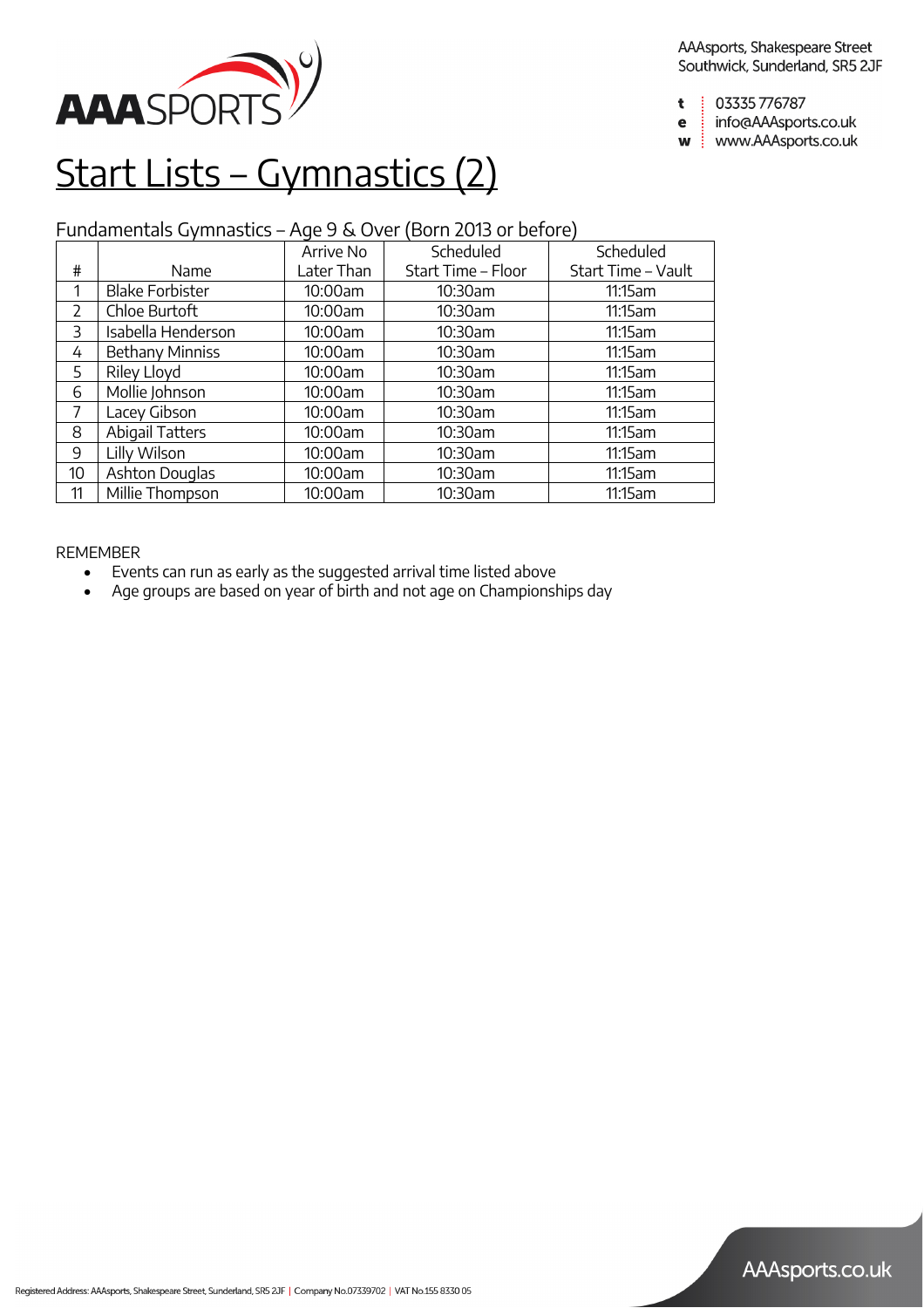# Start Lists – Gymnastics (2)

## Fundamentals Gymnastics – Age 9 & Over (Born 2013 or before)

| # | Name | Arrive No Later Than | Scheduled Start Time – Floor | Scheduled Start Time – Vault |
|---|---|---|---|---|
| 1 | Blake Forbister | 10:00am | 10:30am | 11:15am |
| 2 | Chloe Burtoft | 10:00am | 10:30am | 11:15am |
| 3 | Isabella Henderson | 10:00am | 10:30am | 11:15am |
| 4 | Bethany Minniss | 10:00am | 10:30am | 11:15am |
| 5 | Riley Lloyd | 10:00am | 10:30am | 11:15am |
| 6 | Mollie Johnson | 10:00am | 10:30am | 11:15am |
| 7 | Lacey Gibson | 10:00am | 10:30am | 11:15am |
| 8 | Abigail Tatters | 10:00am | 10:30am | 11:15am |
| 9 | Lilly Wilson | 10:00am | 10:30am | 11:15am |
| 10 | Ashton Douglas | 10:00am | 10:30am | 11:15am |
| 11 | Millie Thompson | 10:00am | 10:30am | 11:15am |

REMEMBER

- Events can run as early as the suggested arrival time listed above
- Age groups are based on year of birth and not age on Championships day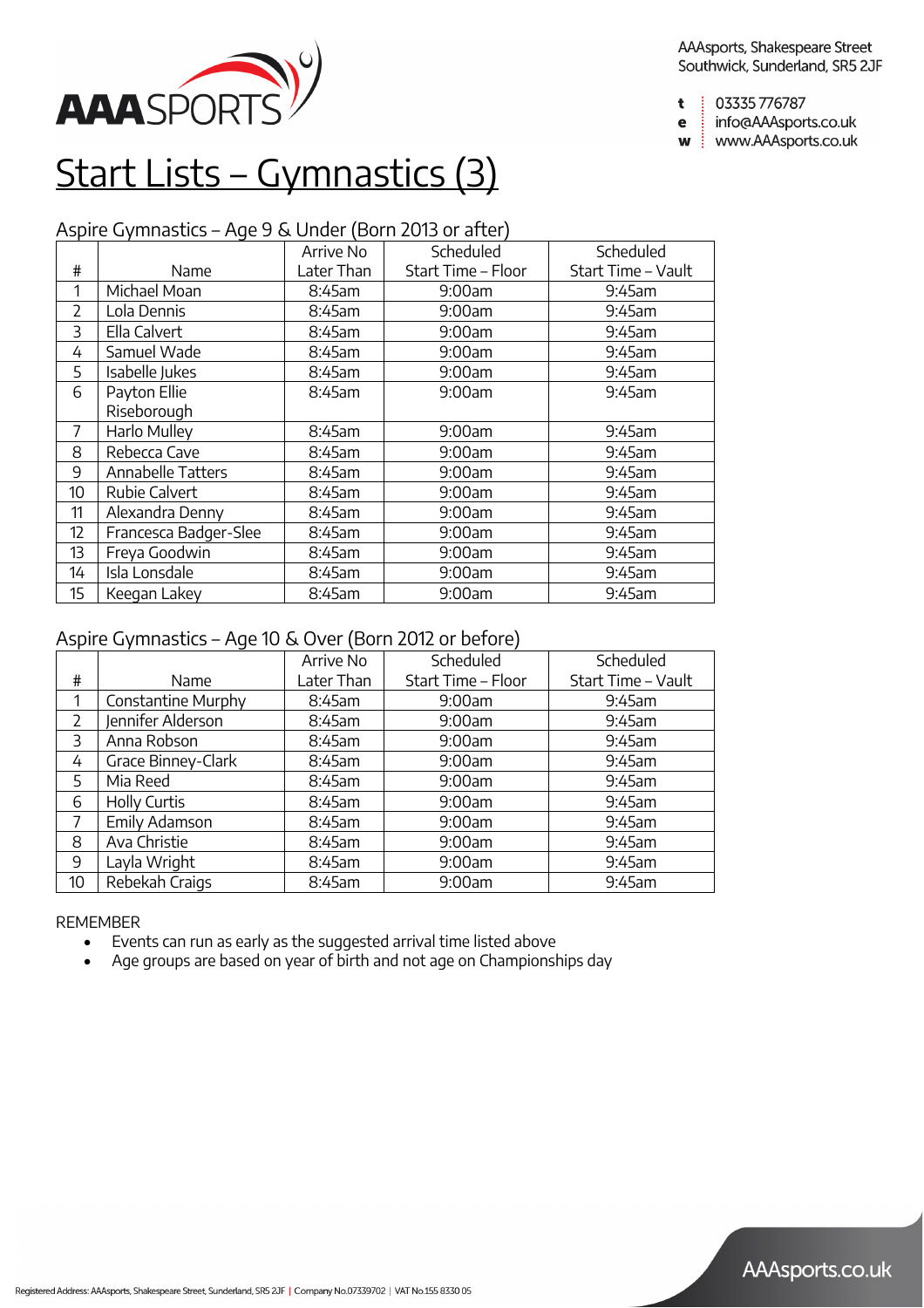AAAsports, Shakespeare Street
Southwick, Sunderland, SR5 2JF

t 03335 776787
e info@AAAsports.co.uk
w www.AAAsports.co.uk

# Start Lists – Gymnastics (3)

## Aspire Gymnastics – Age 9 & Under (Born 2013 or after)

| # | Name | Arrive No Later Than | Scheduled Start Time – Floor | Scheduled Start Time – Vault |
|---|---|---|---|---|
| 1 | Michael Moan | 8:45am | 9:00am | 9:45am |
| 2 | Lola Dennis | 8:45am | 9:00am | 9:45am |
| 3 | Ella Calvert | 8:45am | 9:00am | 9:45am |
| 4 | Samuel Wade | 8:45am | 9:00am | 9:45am |
| 5 | Isabelle Jukes | 8:45am | 9:00am | 9:45am |
| 6 | Payton Ellie Riseborough | 8:45am | 9:00am | 9:45am |
| 7 | Harlo Mulley | 8:45am | 9:00am | 9:45am |
| 8 | Rebecca Cave | 8:45am | 9:00am | 9:45am |
| 9 | Annabelle Tatters | 8:45am | 9:00am | 9:45am |
| 10 | Rubie Calvert | 8:45am | 9:00am | 9:45am |
| 11 | Alexandra Denny | 8:45am | 9:00am | 9:45am |
| 12 | Francesca Badger-Slee | 8:45am | 9:00am | 9:45am |
| 13 | Freya Goodwin | 8:45am | 9:00am | 9:45am |
| 14 | Isla Lonsdale | 8:45am | 9:00am | 9:45am |
| 15 | Keegan Lakey | 8:45am | 9:00am | 9:45am |

## Aspire Gymnastics – Age 10 & Over (Born 2012 or before)

| # | Name | Arrive No Later Than | Scheduled Start Time – Floor | Scheduled Start Time – Vault |
|---|---|---|---|---|
| 1 | Constantine Murphy | 8:45am | 9:00am | 9:45am |
| 2 | Jennifer Alderson | 8:45am | 9:00am | 9:45am |
| 3 | Anna Robson | 8:45am | 9:00am | 9:45am |
| 4 | Grace Binney-Clark | 8:45am | 9:00am | 9:45am |
| 5 | Mia Reed | 8:45am | 9:00am | 9:45am |
| 6 | Holly Curtis | 8:45am | 9:00am | 9:45am |
| 7 | Emily Adamson | 8:45am | 9:00am | 9:45am |
| 8 | Ava Christie | 8:45am | 9:00am | 9:45am |
| 9 | Layla Wright | 8:45am | 9:00am | 9:45am |
| 10 | Rebekah Craigs | 8:45am | 9:00am | 9:45am |

REMEMBER

- Events can run as early as the suggested arrival time listed above
- Age groups are based on year of birth and not age on Championships day

Registered Address: AAAsports, Shakespeare Street, Sunderland, SR5 2JF | Company No.07339702 | VAT No.155 8330 05

AAAsports.co.uk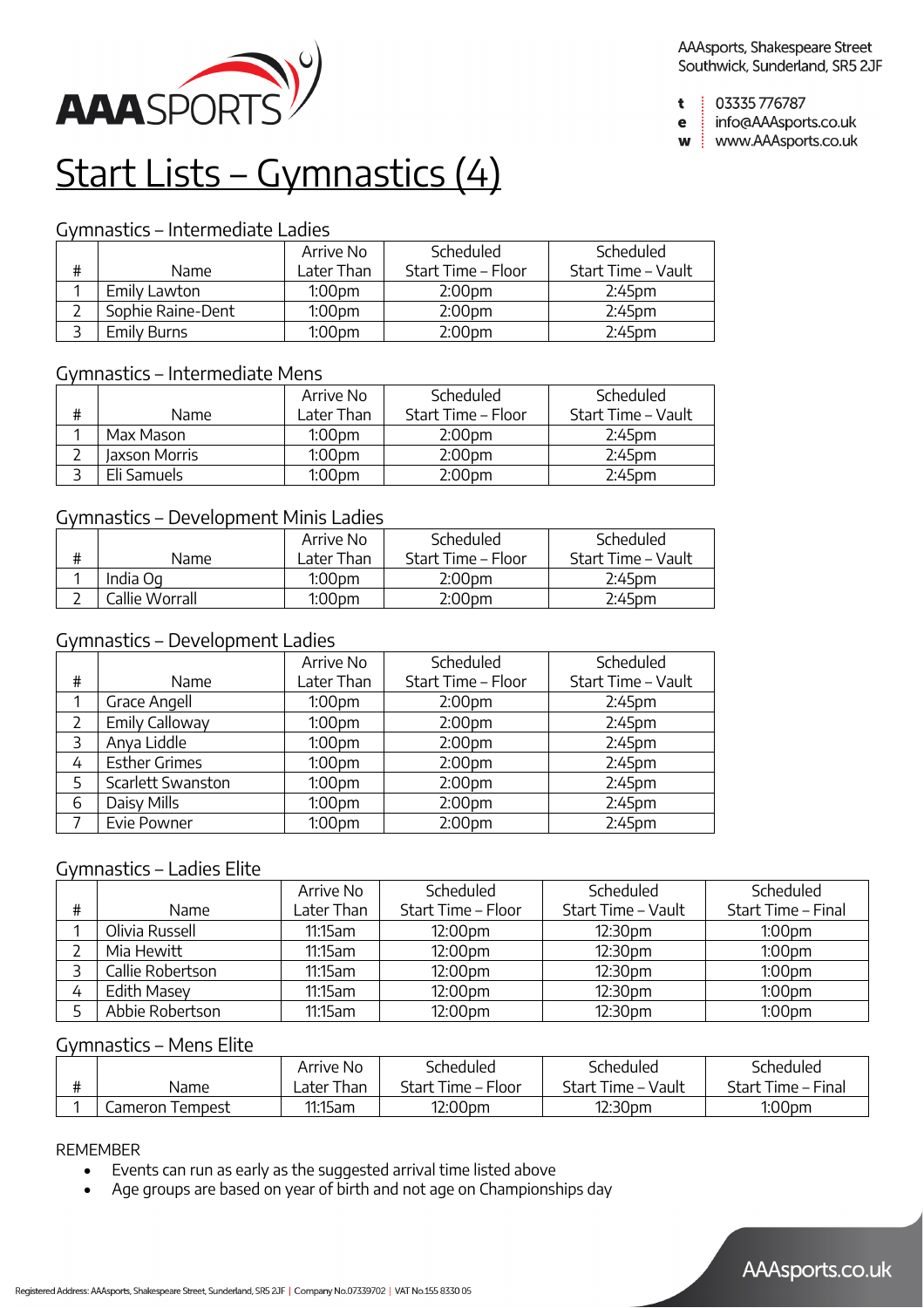AAAsports, Shakespeare Street
Southwick, Sunderland, SR5 2JF

t 03335 776787
e info@AAAsports.co.uk
w www.AAAsports.co.uk

# Start Lists – Gymnastics (4)

## Gymnastics – Intermediate Ladies

| # | Name | Arrive No Later Than | Scheduled Start Time – Floor | Scheduled Start Time – Vault |
|---|---|---|---|---|
| 1 | Emily Lawton | 1:00pm | 2:00pm | 2:45pm |
| 2 | Sophie Raine-Dent | 1:00pm | 2:00pm | 2:45pm |
| 3 | Emily Burns | 1:00pm | 2:00pm | 2:45pm |

## Gymnastics – Intermediate Mens

| # | Name | Arrive No Later Than | Scheduled Start Time – Floor | Scheduled Start Time – Vault |
|---|---|---|---|---|
| 1 | Max Mason | 1:00pm | 2:00pm | 2:45pm |
| 2 | Jaxson Morris | 1:00pm | 2:00pm | 2:45pm |
| 3 | Eli Samuels | 1:00pm | 2:00pm | 2:45pm |

## Gymnastics – Development Minis Ladies

| # | Name | Arrive No Later Than | Scheduled Start Time – Floor | Scheduled Start Time – Vault |
|---|---|---|---|---|
| 1 | India Og | 1:00pm | 2:00pm | 2:45pm |
| 2 | Callie Worrall | 1:00pm | 2:00pm | 2:45pm |

## Gymnastics – Development Ladies

| # | Name | Arrive No Later Than | Scheduled Start Time – Floor | Scheduled Start Time – Vault |
|---|---|---|---|---|
| 1 | Grace Angell | 1:00pm | 2:00pm | 2:45pm |
| 2 | Emily Calloway | 1:00pm | 2:00pm | 2:45pm |
| 3 | Anya Liddle | 1:00pm | 2:00pm | 2:45pm |
| 4 | Esther Grimes | 1:00pm | 2:00pm | 2:45pm |
| 5 | Scarlett Swanston | 1:00pm | 2:00pm | 2:45pm |
| 6 | Daisy Mills | 1:00pm | 2:00pm | 2:45pm |
| 7 | Evie Powner | 1:00pm | 2:00pm | 2:45pm |

## Gymnastics – Ladies Elite

| # | Name | Arrive No Later Than | Scheduled Start Time – Floor | Scheduled Start Time – Vault | Scheduled Start Time – Final |
|---|---|---|---|---|---|
| 1 | Olivia Russell | 11:15am | 12:00pm | 12:30pm | 1:00pm |
| 2 | Mia Hewitt | 11:15am | 12:00pm | 12:30pm | 1:00pm |
| 3 | Callie Robertson | 11:15am | 12:00pm | 12:30pm | 1:00pm |
| 4 | Edith Masey | 11:15am | 12:00pm | 12:30pm | 1:00pm |
| 5 | Abbie Robertson | 11:15am | 12:00pm | 12:30pm | 1:00pm |

## Gymnastics – Mens Elite

| # | Name | Arrive No Later Than | Scheduled Start Time – Floor | Scheduled Start Time – Vault | Scheduled Start Time – Final |
|---|---|---|---|---|---|
| 1 | Cameron Tempest | 11:15am | 12:00pm | 12:30pm | 1:00pm |

REMEMBER

- Events can run as early as the suggested arrival time listed above
- Age groups are based on year of birth and not age on Championships day

Registered Address: AAAsports, Shakespeare Street, Sunderland, SR5 2JF | Company No.07339702 | VAT No.155 8330 05

AAAsports.co.uk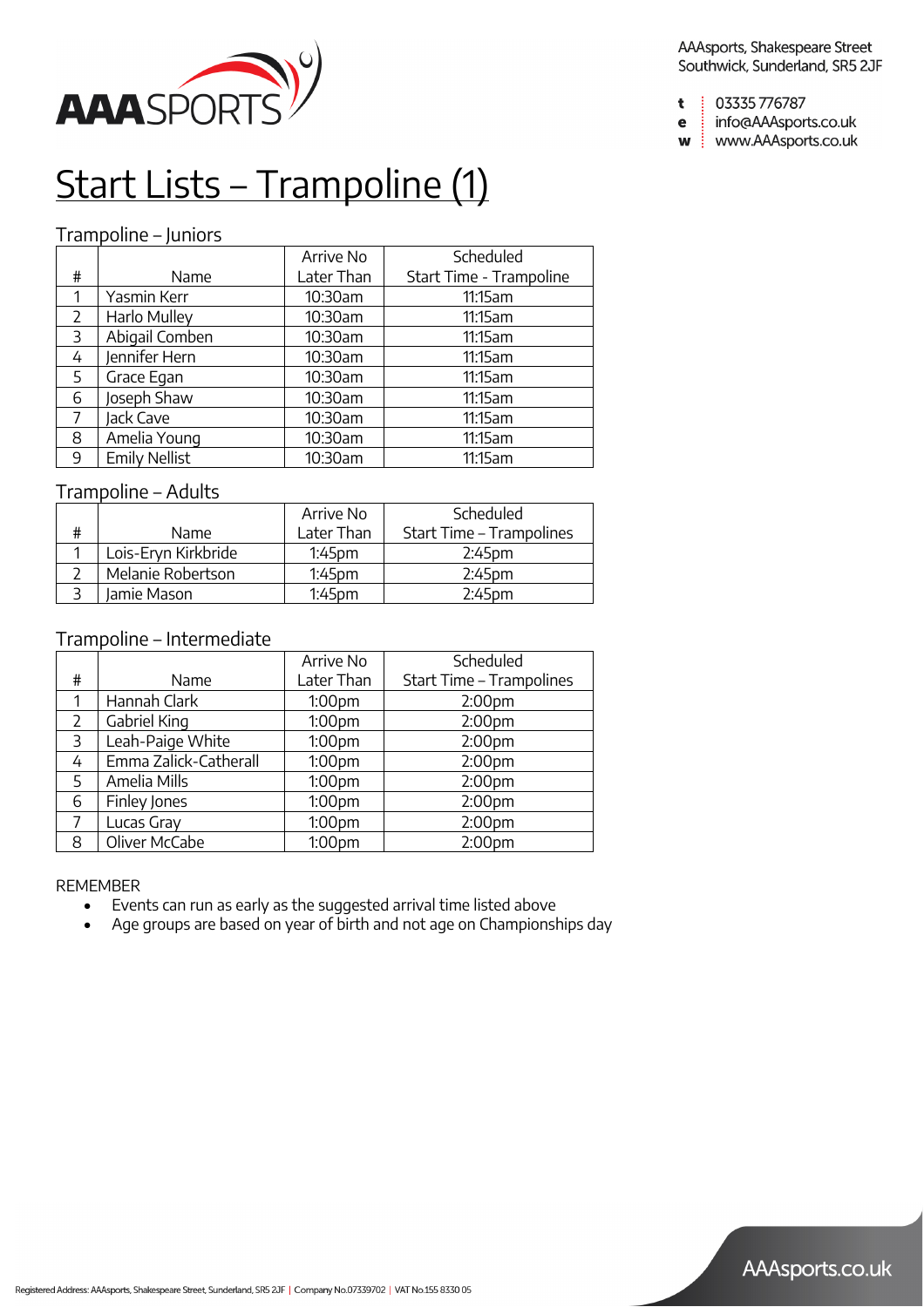AAAsports, Shakespeare Street
Southwick, Sunderland, SR5 2JF

t 03335 776787
e info@AAAsports.co.uk
w www.AAAsports.co.uk

# Start Lists – Trampoline (1)

## Trampoline – Juniors

| # | Name | Arrive No Later Than | Scheduled Start Time - Trampoline |
|---|---|---|---|
| 1 | Yasmin Kerr | 10:30am | 11:15am |
| 2 | Harlo Mulley | 10:30am | 11:15am |
| 3 | Abigail Comben | 10:30am | 11:15am |
| 4 | Jennifer Hern | 10:30am | 11:15am |
| 5 | Grace Egan | 10:30am | 11:15am |
| 6 | Joseph Shaw | 10:30am | 11:15am |
| 7 | Jack Cave | 10:30am | 11:15am |
| 8 | Amelia Young | 10:30am | 11:15am |
| 9 | Emily Nellist | 10:30am | 11:15am |

## Trampoline – Adults

| # | Name | Arrive No Later Than | Scheduled Start Time – Trampolines |
|---|---|---|---|
| 1 | Lois-Eryn Kirkbride | 1:45pm | 2:45pm |
| 2 | Melanie Robertson | 1:45pm | 2:45pm |
| 3 | Jamie Mason | 1:45pm | 2:45pm |

## Trampoline – Intermediate

| # | Name | Arrive No Later Than | Scheduled Start Time – Trampolines |
|---|---|---|---|
| 1 | Hannah Clark | 1:00pm | 2:00pm |
| 2 | Gabriel King | 1:00pm | 2:00pm |
| 3 | Leah-Paige White | 1:00pm | 2:00pm |
| 4 | Emma Zalick-Catherall | 1:00pm | 2:00pm |
| 5 | Amelia Mills | 1:00pm | 2:00pm |
| 6 | Finley Jones | 1:00pm | 2:00pm |
| 7 | Lucas Gray | 1:00pm | 2:00pm |
| 8 | Oliver McCabe | 1:00pm | 2:00pm |

REMEMBER

- Events can run as early as the suggested arrival time listed above
- Age groups are based on year of birth and not age on Championships day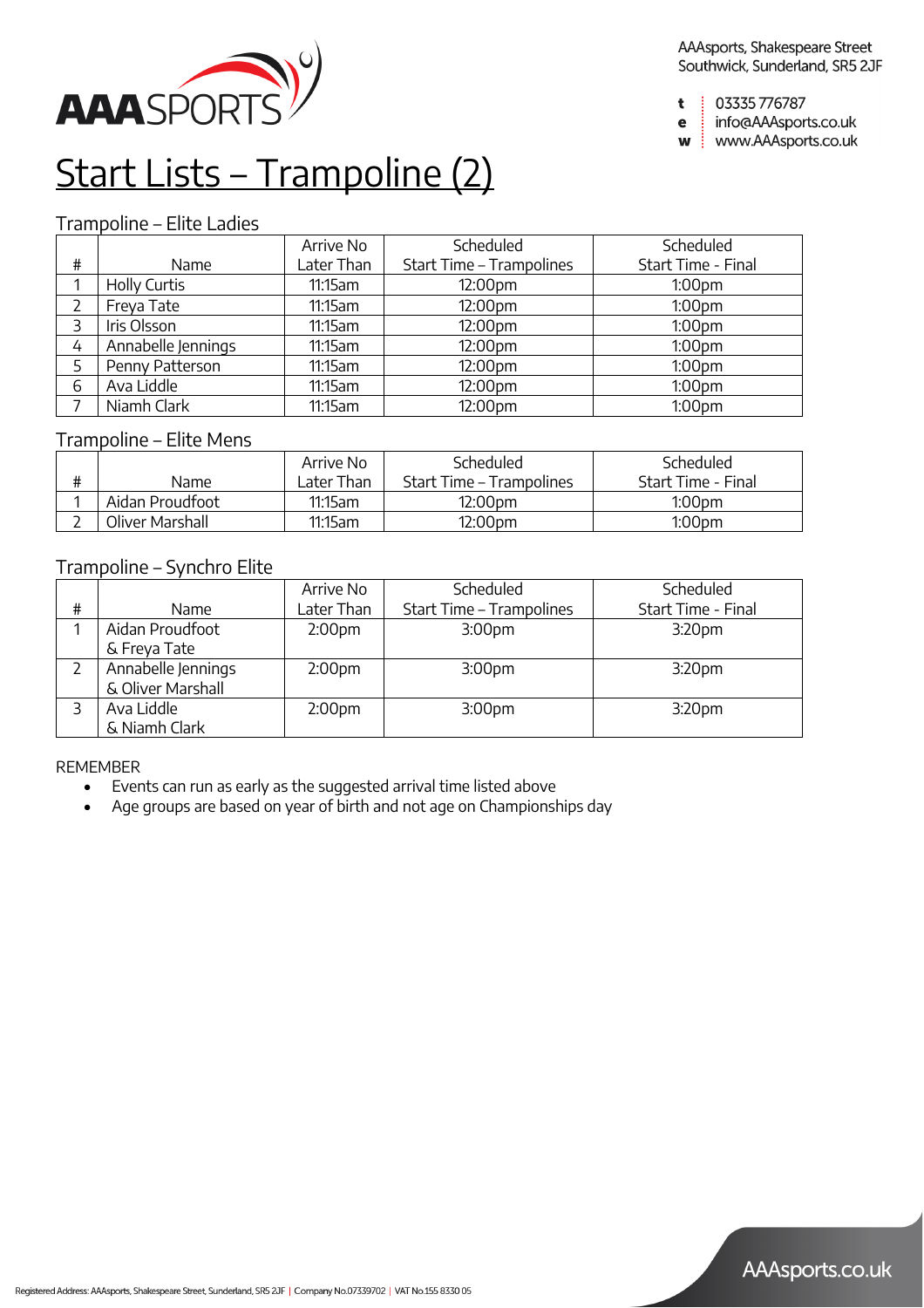AAAsports, Shakespeare Street
Southwick, Sunderland, SR5 2JF

t 03335 776787
e info@AAAsports.co.uk
w www.AAAsports.co.uk

# Start Lists – Trampoline (2)

## Trampoline – Elite Ladies

| # | Name | Arrive No Later Than | Scheduled Start Time – Trampolines | Scheduled Start Time - Final |
|---|---|---|---|---|
| 1 | Holly Curtis | 11:15am | 12:00pm | 1:00pm |
| 2 | Freya Tate | 11:15am | 12:00pm | 1:00pm |
| 3 | Iris Olsson | 11:15am | 12:00pm | 1:00pm |
| 4 | Annabelle Jennings | 11:15am | 12:00pm | 1:00pm |
| 5 | Penny Patterson | 11:15am | 12:00pm | 1:00pm |
| 6 | Ava Liddle | 11:15am | 12:00pm | 1:00pm |
| 7 | Niamh Clark | 11:15am | 12:00pm | 1:00pm |

## Trampoline – Elite Mens

| # | Name | Arrive No Later Than | Scheduled Start Time – Trampolines | Scheduled Start Time - Final |
|---|---|---|---|---|
| 1 | Aidan Proudfoot | 11:15am | 12:00pm | 1:00pm |
| 2 | Oliver Marshall | 11:15am | 12:00pm | 1:00pm |

## Trampoline – Synchro Elite

| # | Name | Arrive No Later Than | Scheduled Start Time – Trampolines | Scheduled Start Time - Final |
|---|---|---|---|---|
| 1 | Aidan Proudfoot & Freya Tate | 2:00pm | 3:00pm | 3:20pm |
| 2 | Annabelle Jennings & Oliver Marshall | 2:00pm | 3:00pm | 3:20pm |
| 3 | Ava Liddle & Niamh Clark | 2:00pm | 3:00pm | 3:20pm |

REMEMBER

- Events can run as early as the suggested arrival time listed above
- Age groups are based on year of birth and not age on Championships day

Registered Address: AAAsports, Shakespeare Street, Sunderland, SR5 2JF | Company No.07339702 | VAT No.155 8330 05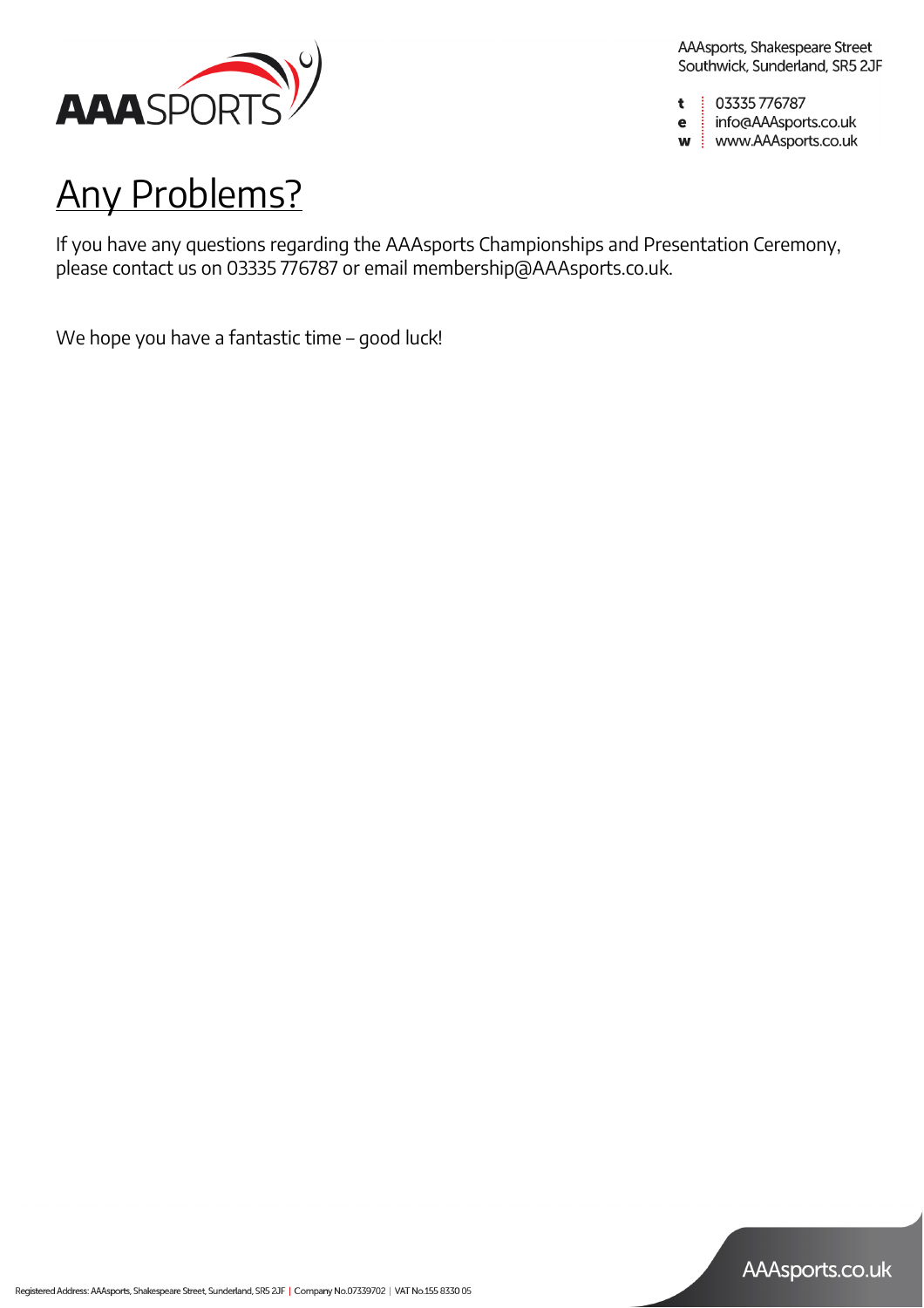# Any Problems?

If you have any questions regarding the AAAsports Championships and Presentation Ceremony, please contact us on 03335 776787 or email membership@AAAsports.co.uk.

We hope you have a fantastic time – good luck!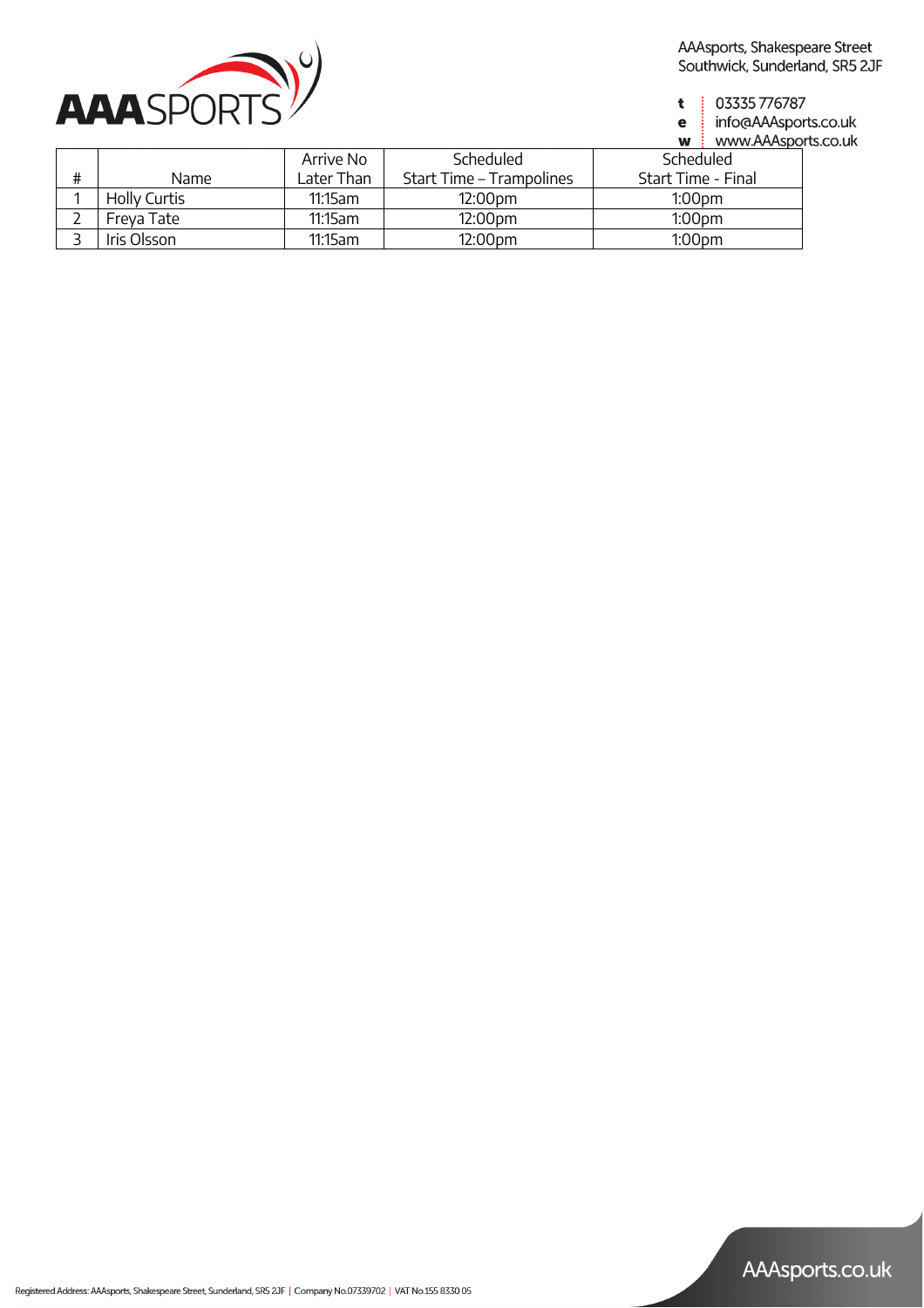| # | Name | Arrive No Later Than | Scheduled Start Time – Trampolines | Scheduled Start Time - Final |
|---|---|---|---|---|
| 1 | Holly Curtis | 11:15am | 12:00pm | 1:00pm |
| 2 | Freya Tate | 11:15am | 12:00pm | 1:00pm |
| 3 | Iris Olsson | 11:15am | 12:00pm | 1:00pm |